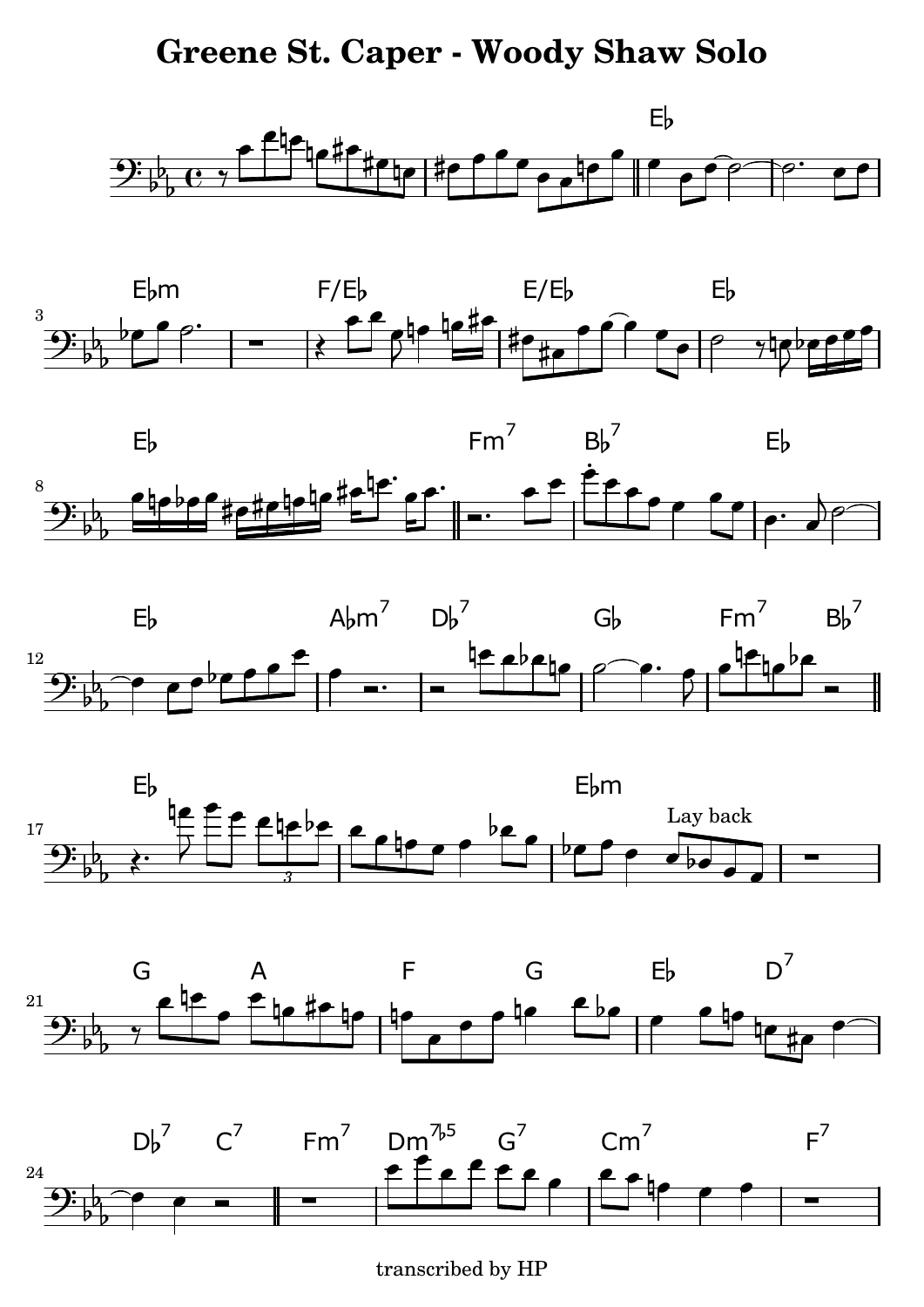# Greene St. Caper - Woody Shaw Solo

transcribed by HP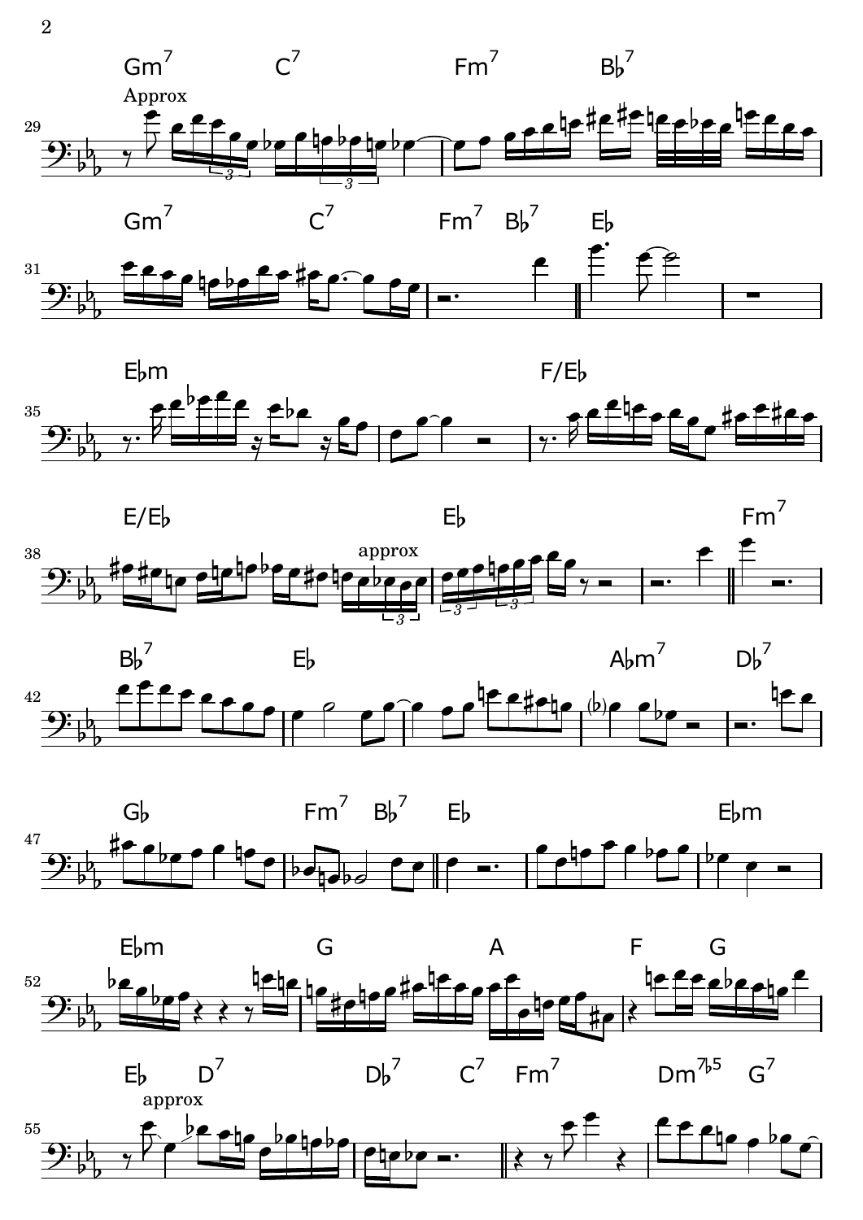Gm7 C7 Fm7 B♭7

Approx

Gm7 C7 Fm7 B♭7 E♭

E♭m F/E♭

E/E♭ E♭ Fm7

approx

B♭7 E♭ A♭m7 D♭7

G♭ Fm7 B♭7 E♭ E♭m

E♭m G A F G

E♭ D7 D♭7 C7 Fm7 Dm7♭5 G7

approx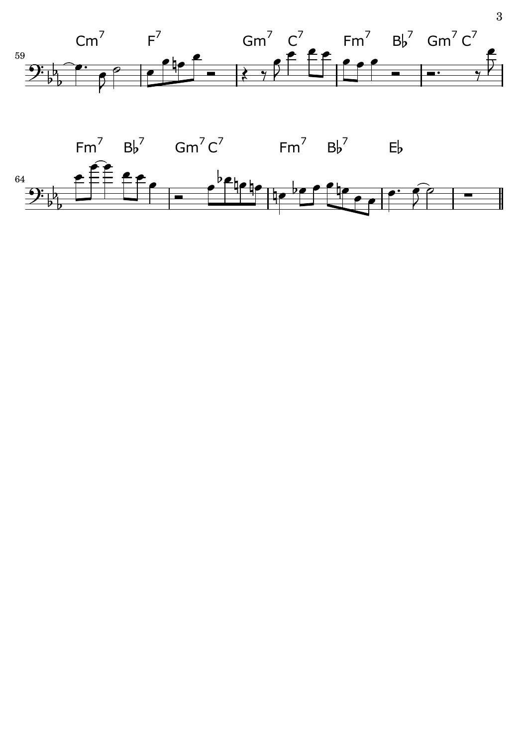59

Cm7 F7 Gm7 C7 Fm7 B♭7 Gm7 C7

64

Fm7 B♭7 Gm7 C7 Fm7 B♭7 E♭